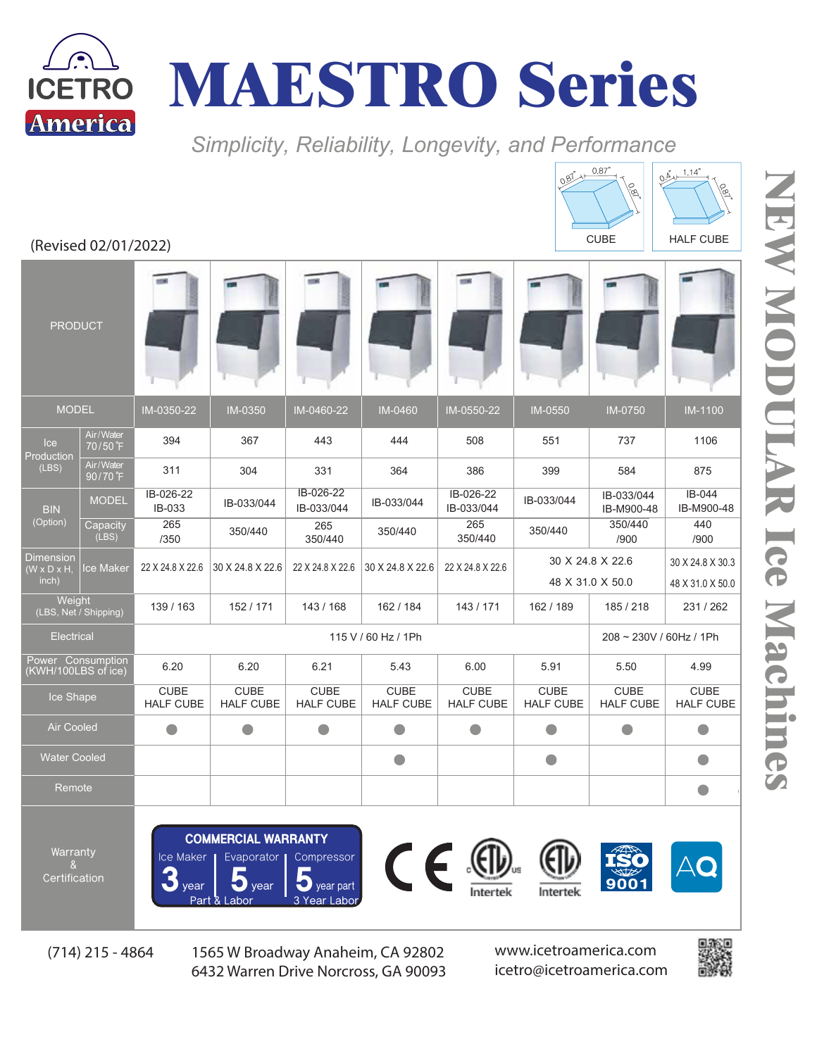ICETRO America

# MAESTRO Series

*Simplicity, Reliability, Longevity, and Performance*

## NEW MODULAR Ice Machines

(Revised 02/01/2022)

CUBE: 0.87" × 0.87" × 0.87"
HALF CUBE: 0.4" × 1.14" × 0.87"

| | | | | | | | | | |
|---|---|---|---|---|---|---|---|---|---|
| PRODUCT | | | | | | | | | |
| MODEL | | IM-0350-22 | IM-0350 | IM-0460-22 | IM-0460 | IM-0550-22 | IM-0550 | IM-0750 | IM-1100 |
| Ice Production (LBS) | Air/Water 70/50 ℉ | 394 | 367 | 443 | 444 | 508 | 551 | 737 | 1106 |
| | Air/Water 90/70 ℉ | 311 | 304 | 331 | 364 | 386 | 399 | 584 | 875 |
| BIN (Option) | MODEL | IB-026-22 IB-033 | IB-033/044 | IB-026-22 IB-033/044 | IB-033/044 | IB-026-22 IB-033/044 | IB-033/044 | IB-033/044 IB-M900-48 | IB-044 IB-M900-48 |
| | Capacity (LBS) | 265 /350 | 350/440 | 265 350/440 | 350/440 | 265 350/440 | 350/440 | 350/440 /900 | 440 /900 |
| Dimension (W x D x H, inch) | Ice Maker | 22 X 24.8 X 22.6 | 30 X 24.8 X 22.6 | 22 X 24.8 X 22.6 | 30 X 24.8 X 22.6 | 22 X 24.8 X 22.6 | 30 X 24.8 X 22.6 / 48 X 31.0 X 50.0 | | 30 X 24.8 X 30.3 / 48 X 31.0 X 50.0 |
| Weight (LBS, Net / Shipping) | | 139 / 163 | 152 / 171 | 143 / 168 | 162 / 184 | 143 / 171 | 162 / 189 | 185 / 218 | 231 / 262 |
| Electrical | | 115 V / 60 Hz / 1Ph | | | | | | 208 ~ 230V / 60Hz / 1Ph | |
| Power Consumption (KWH/100LBS of ice) | | 6.20 | 6.20 | 6.21 | 5.43 | 6.00 | 5.91 | 5.50 | 4.99 |
| Ice Shape | | CUBE HALF CUBE | CUBE HALF CUBE | CUBE HALF CUBE | CUBE HALF CUBE | CUBE HALF CUBE | CUBE HALF CUBE | CUBE HALF CUBE | CUBE HALF CUBE |
| Air Cooled | | ● | ● | ● | ● | ● | ● | ● | ● |
| Water Cooled | | | | | ● | | ● | | ● |
| Remote | | | | | | | | | ● |
| Warranty & Certification | | COMMERCIAL WARRANTY: Ice Maker 3 year, Evaporator 5 year Part & Labor, Compressor 5 year part 3 Year Labor | | | CE, ETL Intertek, ETL Intertek, ISO 9001, AQ | | | | |

(714) 215 - 4864

1565 W Broadway Anaheim, CA 92802
6432 Warren Drive Norcross, GA 90093

www.icetroamerica.com
icetro@icetroamerica.com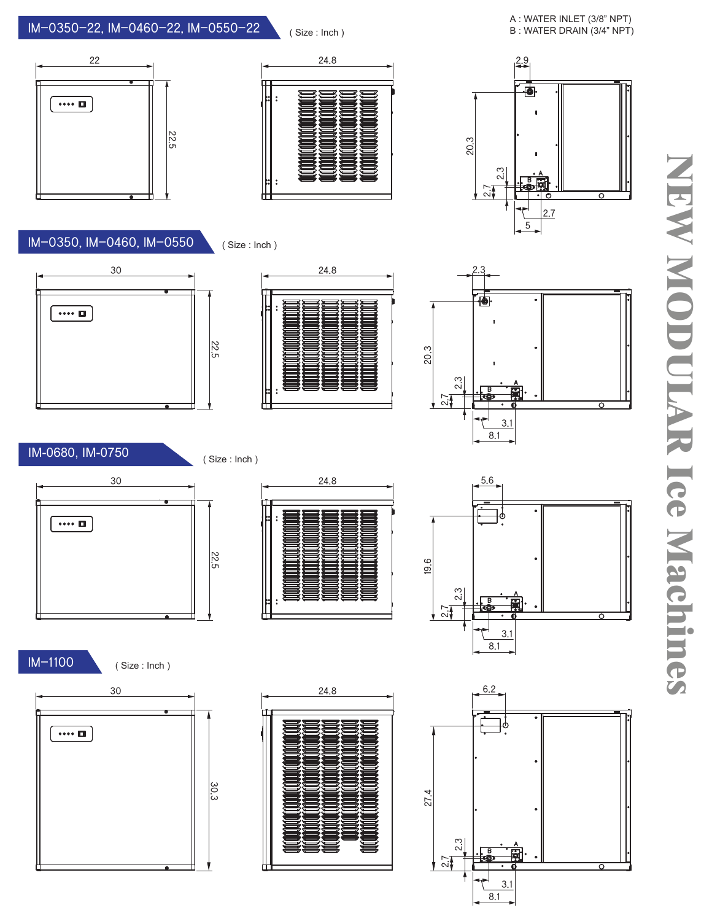A : WATER INLET (3/8" NPT)
B : WATER DRAIN (3/4" NPT)

# NEW MODULAR Ice Machines

## IM-0350-22, IM-0460-22, IM-0550-22

( Size : Inch )

22
22.5
24.8
2.9
20.3
2.3
2.7
2.7
5

## IM-0350, IM-0460, IM-0550

( Size : Inch )

30
22.5
24.8
2.3
20.3
2.3
2.7
3.1
8.1

## IM-0680, IM-0750

( Size : Inch )

30
22.5
24.8
5.6
19.6
2.3
2.7
3.1
8.1

## IM-1100

( Size : Inch )

30
30.3
24.8
6.2
27.4
2.3
2.7
3.1
8.1